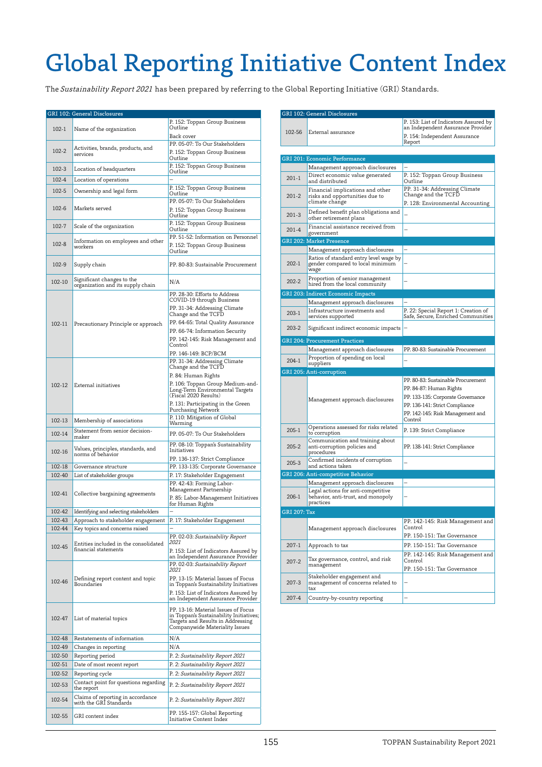# Global Reporting Initiative Content Index

The *Sustainability Report 2021* has been prepared by referring to the Global Reporting Initiative (GRI) Standards.

| GRI 102: General Disclosures | | |
|---|---|---|
| 102-1 | Name of the organization | P. 152: Toppan Group Business Outline<br>Back cover |
| 102-2 | Activities, brands, products, and services | PP. 05-07: To Our Stakeholders<br>P. 152: Toppan Group Business Outline |
| 102-3 | Location of headquarters | P. 152: Toppan Group Business Outline |
| 102-4 | Location of operations | – |
| 102-5 | Ownership and legal form | P. 152: Toppan Group Business Outline |
| 102-6 | Markets served | PP. 05-07: To Our Stakeholders<br>P. 152: Toppan Group Business Outline |
| 102-7 | Scale of the organization | P. 152: Toppan Group Business Outline |
| 102-8 | Information on employees and other workers | PP. 51-52: Information on Personnel<br>P. 152: Toppan Group Business Outline |
| 102-9 | Supply chain | PP. 80-83: Sustainable Procurement |
| 102-10 | Significant changes to the organization and its supply chain | N/A |
| 102-11 | Precautionary Principle or approach | PP. 28-30: Efforts to Address COVID-19 through Business<br>PP. 31-34: Addressing Climate Change and the TCFD<br>PP. 64-65: Total Quality Assurance<br>PP. 66-74: Information Security<br>PP. 142-145: Risk Management and Control<br>PP. 146-149: BCP/BCM |
| 102-12 | External initiatives | PP. 31-34: Addressing Climate Change and the TCFD<br>P. 84: Human Rights<br>P. 106: Toppan Group Medium-and-Long-Term Environmental Targets (Fiscal 2020 Results)<br>P. 131: Participating in the Green Purchasing Network |
| 102-13 | Membership of associations | P. 110: Mitigation of Global Warming |
| 102-14 | Statement from senior decision-maker | PP. 05-07: To Our Stakeholders |
| 102-16 | Values, principles, standards, and norms of behavior | PP. 08-10: Toppan's Sustainability Initiatives<br>PP. 136-137: Strict Compliance |
| 102-18 | Governance structure | PP. 133-135: Corporate Governance |
| 102-40 | List of stakeholder groups | P. 17: Stakeholder Engagement |
| 102-41 | Collective bargaining agreements | PP. 42-43: Forming Labor-Management Partnership<br>P. 85: Labor-Management Initiatives for Human Rights |
| 102-42 | Identifying and selecting stakeholders | – |
| 102-43 | Approach to stakeholder engagement | P. 17: Stakeholder Engagement |
| 102-44 | Key topics and concerns raised | – |
| 102-45 | Entities included in the consolidated financial statements | PP. 02-03: *Sustainability Report 2021*<br>P. 153: List of Indicators Assured by an Independent Assurance Provider |
| 102-46 | Defining report content and topic Boundaries | PP. 02-03: *Sustainability Report 2021*<br>PP. 13-15: Material Issues of Focus in Toppan's Sustainability Initiatives<br>P. 153: List of Indicators Assured by an Independent Assurance Provider |
| 102-47 | List of material topics | PP. 13-16: Material Issues of Focus in Toppan's Sustainability Initiatives; Targets and Results in Addressing Companywide Materiality Issues |
| 102-48 | Restatements of information | N/A |
| 102-49 | Changes in reporting | N/A |
| 102-50 | Reporting period | P. 2: *Sustainability Report 2021* |
| 102-51 | Date of most recent report | P. 2: *Sustainability Report 2021* |
| 102-52 | Reporting cycle | P. 2: *Sustainability Report 2021* |
| 102-53 | Contact point for questions regarding the report | P. 2: *Sustainability Report 2021* |
| 102-54 | Claims of reporting in accordance with the GRI Standards | P. 2: *Sustainability Report 2021* |
| 102-55 | GRI content index | PP. 155-157: Global Reporting Initiative Content Index |
| 102-56 | External assurance | P. 153: List of Indicators Assured by an Independent Assurance Provider<br>P. 154: Independent Assurance Report |

| GRI 201: Economic Performance | | |
|---|---|---|
| | Management approach disclosures | – |
| 201-1 | Direct economic value generated and distributed | P. 152: Toppan Group Business Outline |
| 201-2 | Financial implications and other risks and opportunities due to climate change | PP. 31-34: Addressing Climate Change and the TCFD<br>P. 128: Environmental Accounting |
| 201-3 | Defined benefit plan obligations and other retirement plans | – |
| 201-4 | Financial assistance received from government | – |
| **GRI 202: Market Presence** | | |
| | Management approach disclosures | – |
| 202-1 | Ratios of standard entry level wage by gender compared to local minimum wage | – |
| 202-2 | Proportion of senior management hired from the local community | – |
| **GRI 203: Indirect Economic Impacts** | | |
| | Management approach disclosures | – |
| 203-1 | Infrastructure investments and services supported | P. 22: Special Report 1: Creation of Safe, Secure, Enriched Communities |
| 203-2 | Significant indirect economic impacts | – |
| **GRI 204: Procurement Practices** | | |
| | Management approach disclosures | PP. 80-83: Sustainable Procurement |
| 204-1 | Proportion of spending on local suppliers | – |
| **GRI 205: Anti-corruption** | | |
| | Management approach disclosures | PP. 80-83: Sustainable Procurement<br>PP. 84-87: Human Rights<br>PP. 133-135: Corporate Governance<br>PP. 136-141: Strict Compliance<br>PP. 142-145: Risk Management and Control |
| 205-1 | Operations assessed for risks related to corruption | P. 139: Strict Compliance |
| 205-2 | Communication and training about anti-corruption policies and procedures | PP. 138-141: Strict Compliance |
| 205-3 | Confirmed incidents of corruption and actions taken | – |
| **GRI 206: Anti-competitive Behavior** | | |
| | Management approach disclosures | – |
| 206-1 | Legal actions for anti-competitive behavior, anti-trust, and monopoly practices | – |
| **GRI 207: Tax** | | |
| | Management approach disclosures | PP. 142-145: Risk Management and Control<br>PP. 150-151: Tax Governance |
| 207-1 | Approach to tax | PP. 150-151: Tax Governance |
| 207-2 | Tax governance, control, and risk management | PP. 142-145: Risk Management and Control<br>PP. 150-151: Tax Governance |
| 207-3 | Stakeholder engagement and management of concerns related to tax | – |
| 207-4 | Country-by-country reporting | – |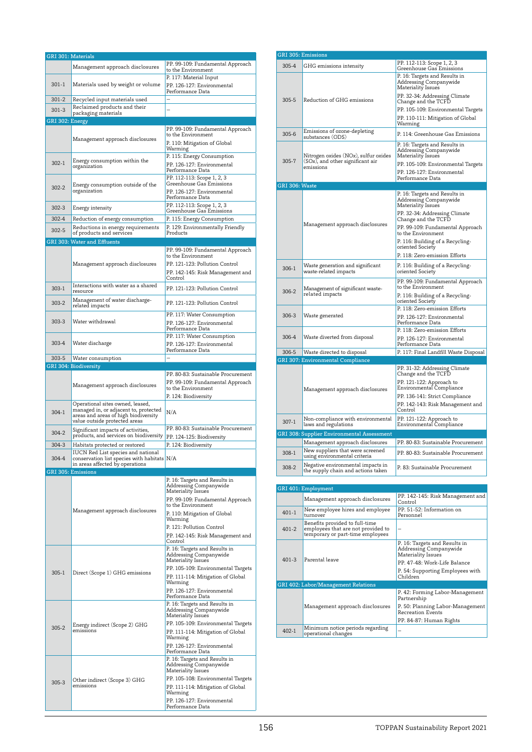| GRI 301: Materials | | |
|---|---|---|
| | Management approach disclosures | PP. 99-109: Fundamental Approach to the Environment |
| 301-1 | Materials used by weight or volume | P. 117: Material Input<br>PP. 126-127: Environmental Performance Data |
| 301-2 | Recycled input materials used | – |
| 301-3 | Reclaimed products and their packaging materials | – |
| **GRI 302: Energy** | | |
| | Management approach disclosures | PP. 99-109: Fundamental Approach to the Environment<br>P. 110: Mitigation of Global Warming |
| 302-1 | Energy consumption within the organization | P. 115: Energy Consumption<br>PP. 126-127: Environmental Performance Data |
| 302-2 | Energy consumption outside of the organization | PP. 112-113: Scope 1, 2, 3 Greenhouse Gas Emissions<br>PP. 126-127: Environmental Performance Data |
| 302-3 | Energy intensity | PP. 112-113: Scope 1, 2, 3 Greenhouse Gas Emissions |
| 302-4 | Reduction of energy consumption | P. 115: Energy Consumption |
| 302-5 | Reductions in energy requirements of products and services | P. 129: Environmentally Friendly Products |
| **GRI 303: Water and Effluents** | | |
| | Management approach disclosures | PP. 99-109: Fundamental Approach to the Environment<br>PP. 121-123: Pollution Control<br>PP. 142-145: Risk Management and Control |
| 303-1 | Interactions with water as a shared resource | PP. 121-123: Pollution Control |
| 303-2 | Management of water discharge-related impacts | PP. 121-123: Pollution Control |
| 303-3 | Water withdrawal | PP. 117: Water Consumption<br>PP. 126-127: Environmental Performance Data |
| 303-4 | Water discharge | PP. 117: Water Consumption<br>PP. 126-127: Environmental Performance Data |
| 303-5 | Water consumption | – |
| **GRI 304: Biodiversity** | | |
| | Management approach disclosures | PP. 80-83: Sustainable Procurement<br>PP. 99-109: Fundamental Approach to the Environment<br>P. 124: Biodiversity |
| 304-1 | Operational sites owned, leased, managed in, or adjacent to, protected areas and areas of high biodiversity value outside protected areas | N/A |
| 304-2 | Significant impacts of activities, products, and services on biodiversity | PP. 80-83: Sustainable Procurement<br>PP. 124-125: Biodiversity |
| 304-3 | Habitats protected or restored | P. 124: Biodiversity |
| 304-4 | IUCN Red List species and national conservation list species with habitats in areas affected by operations | N/A |
| **GRI 305: Emissions** | | |
| | Management approach disclosures | P. 16: Targets and Results in Addressing Companywide Materiality Issues<br>PP. 99-109: Fundamental Approach to the Environment<br>P. 110: Mitigation of Global Warming<br>P. 121: Pollution Control<br>PP. 142-145: Risk Management and Control |
| 305-1 | Direct (Scope 1) GHG emissions | P. 16: Targets and Results in Addressing Companywide Materiality Issues<br>PP. 105-109: Environmental Targets<br>PP. 111-114: Mitigation of Global Warming<br>PP. 126-127: Environmental Performance Data |
| 305-2 | Energy indirect (Scope 2) GHG emissions | P. 16: Targets and Results in Addressing Companywide Materiality Issues<br>PP. 105-109: Environmental Targets<br>PP. 111-114: Mitigation of Global Warming<br>PP. 126-127: Environmental Performance Data |
| 305-3 | Other indirect (Scope 3) GHG emissions | P. 16: Targets and Results in Addressing Companywide Materiality Issues<br>PP. 105-108: Environmental Targets<br>PP. 111-114: Mitigation of Global Warming<br>PP. 126-127: Environmental Performance Data |

| GRI 305: Emissions | | |
|---|---|---|
| 305-4 | GHG emissions intensity | PP. 112-113: Scope 1, 2, 3 Greenhouse Gas Emissions |
| 305-5 | Reduction of GHG emissions | P. 16: Targets and Results in Addressing Companywide Materiality Issues<br>PP. 32-34: Addressing Climate Change and the TCFD<br>PP. 105-109: Environmental Targets<br>PP. 110-111: Mitigation of Global Warming |
| 305-6 | Emissions of ozone-depleting substances (ODS) | P. 114: Greenhouse Gas Emissions |
| 305-7 | Nitrogen oxides (NOx), sulfur oxides (SOx), and other significant air emissions | P. 16: Targets and Results in Addressing Companywide Materiality Issues<br>PP. 105-109: Environmental Targets<br>PP. 126-127: Environmental Performance Data |
| **GRI 306: Waste** | | |
| | Management approach disclosures | P. 16: Targets and Results in Addressing Companywide Materiality Issues<br>PP. 32-34: Addressing Climate Change and the TCFD<br>PP. 99-109: Fundamental Approach to the Environment<br>P. 116: Building of a Recycling-oriented Society<br>P. 118: Zero-emission Efforts |
| 306-1 | Waste generation and significant waste-related impacts | P. 116: Building of a Recycling-oriented Society |
| 306-2 | Management of significant waste-related impacts | PP. 99-109: Fundamental Approach to the Environment<br>P. 116: Building of a Recycling-oriented Society |
| 306-3 | Waste generated | P. 118: Zero-emission Efforts<br>PP. 126-127: Environmental Performance Data |
| 306-4 | Waste diverted from disposal | P. 118: Zero-emission Efforts<br>PP. 126-127: Environmental Performance Data |
| 306-5 | Waste directed to disposal | P. 117: Final Landfill Waste Disposal |
| **GRI 307: Environmental Compliance** | | |
| | Management approach disclosures | PP. 31-32: Addressing Climate Change and the TCFD<br>PP. 121-122: Approach to Environmental Compliance<br>PP. 136-141: Strict Compliance<br>PP. 142-143: Risk Management and Control |
| 307-1 | Non-compliance with environmental laws and regulations | PP. 121-122: Approach to Environmental Compliance |
| **GRI 308: Supplier Environmental Assessment** | | |
| | Management approach disclosures | PP. 80-83: Sustainable Procurement |
| 308-1 | New suppliers that were screened using environmental criteria | PP. 80-83: Sustainable Procurement |
| 308-2 | Negative environmental impacts in the supply chain and actions taken | P. 83: Sustainable Procurement |

| GRI 401: Employment | | |
|---|---|---|
| | Management approach disclosures | PP. 142-145: Risk Management and Control |
| 401-1 | New employee hires and employee turnover | PP. 51-52: Information on Personnel |
| 401-2 | Benefits provided to full-time employees that are not provided to temporary or part-time employees | – |
| 401-3 | Parental leave | P. 16: Targets and Results in Addressing Companywide Materiality Issues<br>PP. 47-48: Work-Life Balance<br>P. 54: Supporting Employees with Children |
| **GRI 402: Labor/Management Relations** | | |
| | Management approach disclosures | P. 42: Forming Labor-Management Partnership<br>P. 50: Planning Labor-Management Recreation Events<br>PP. 84-87: Human Rights |
| 402-1 | Minimum notice periods regarding operational changes | – |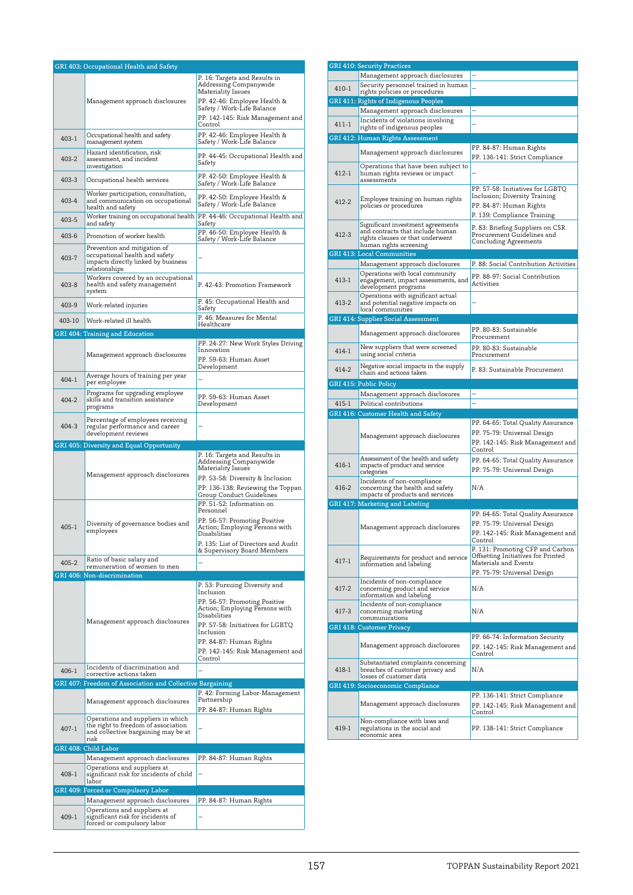| | | |
|---|---|---|
| **GRI 403: Occupational Health and Safety** | | |
| | Management approach disclosures | P. 16: Targets and Results in Addressing Companywide Materiality Issues<br>PP. 42-46: Employee Health & Safety / Work-Life Balance<br>PP. 142-145: Risk Management and Control |
| 403-1 | Occupational health and safety management system | PP. 42-46: Employee Health & Safety / Work-Life Balance |
| 403-2 | Hazard identification, risk assessment, and incident investigation | PP. 44-45: Occupational Health and Safety |
| 403-3 | Occupational health services | PP. 42-50: Employee Health & Safety / Work-Life Balance |
| 403-4 | Worker participation, consultation, and communication on occupational health and safety | PP. 42-50: Employee Health & Safety / Work-Life Balance |
| 403-5 | Worker training on occupational health and safety | PP. 44-46: Occupational Health and Safety |
| 403-6 | Promotion of worker health | PP. 46-50: Employee Health & Safety / Work-Life Balance |
| 403-7 | Prevention and mitigation of occupational health and safety impacts directly linked by business relationships | – |
| 403-8 | Workers covered by an occupational health and safety management system | P. 42-43: Promotion Framework |
| 403-9 | Work-related injuries | P. 45: Occupational Health and Safety |
| 403-10 | Work-related ill health | P. 46: Measures for Mental Healthcare |
| **GRI 404: Training and Education** | | |
| | Management approach disclosures | PP. 24-27: New Work Styles Driving Innovation<br>PP. 59-63: Human Asset Development |
| 404-1 | Average hours of training per year per employee | – |
| 404-2 | Programs for upgrading employee skills and transition assistance programs | PP. 59-63: Human Asset Development |
| 404-3 | Percentage of employees receiving regular performance and career development reviews | – |
| **GRI 405: Diversity and Equal Opportunity** | | |
| | Management approach disclosures | P. 16: Targets and Results in Addressing Companywide Materiality Issues<br>PP. 53-58: Diversity & Inclusion<br>PP. 136-138: Reviewing the Toppan Group Conduct Guidelines |
| 405-1 | Diversity of governance bodies and employees | PP. 51-52: Information on Personnel<br>PP. 56-57: Promoting Positive Action; Employing Persons with Disabilities<br>P. 135: List of Directors and Audit & Supervisory Board Members |
| 405-2 | Ratio of basic salary and remuneration of women to men | – |
| **GRI 406: Non-discrimination** | | |
| | Management approach disclosures | P. 53: Pursuing Diversity and Inclusion<br>PP. 56-57: Promoting Positive Action; Employing Persons with Disabilities<br>PP. 57-58: Initiatives for LGBTQ Inclusion<br>PP. 84-87: Human Rights<br>PP. 142-145: Risk Management and Control |
| 406-1 | Incidents of discrimination and corrective actions taken | – |
| **GRI 407: Freedom of Association and Collective Bargaining** | | |
| | Management approach disclosures | P. 42: Forming Labor-Management Partnership<br>PP. 84-87: Human Rights |
| 407-1 | Operations and suppliers in which the right to freedom of association and collective bargaining may be at risk | – |
| **GRI 408: Child Labor** | | |
| | Management approach disclosures | PP. 84-87: Human Rights |
| 408-1 | Operations and suppliers at significant risk for incidents of child labor | – |
| **GRI 409: Forced or Compulsory Labor** | | |
| | Management approach disclosures | PP. 84-87: Human Rights |
| 409-1 | Operations and suppliers at significant risk for incidents of forced or compulsory labor | – |
| **GRI 410: Security Practices** | | |
| | Management approach disclosures | – |
| 410-1 | Security personnel trained in human rights policies or procedures | – |
| **GRI 411: Rights of Indigenous Peoples** | | |
| | Management approach disclosures | – |
| 411-1 | Incidents of violations involving rights of indigenous peoples | – |
| **GRI 412: Human Rights Assessment** | | |
| | Management approach disclosures | PP. 84-87: Human Rights<br>PP. 136-141: Strict Compliance |
| 412-1 | Operations that have been subject to human rights reviews or impact assessments | – |
| 412-2 | Employee training on human rights policies or procedures | PP. 57-58: Initiatives for LGBTQ Inclusion; Diversity Training<br>PP. 84-87: Human Rights<br>P. 139: Compliance Training |
| 412-3 | Significant investment agreements and contracts that include human rights clauses or that underwent human rights screening | P. 83: Briefing Suppliers on CSR Procurement Guidelines and Concluding Agreements |
| **GRI 413: Local Communities** | | |
| | Management approach disclosures | P. 88: Social Contribution Activities |
| 413-1 | Operations with local community engagement, impact assessments, and development programs | PP. 88-97: Social Contribution Activities |
| 413-2 | Operations with significant actual and potential negative impacts on local communities | – |
| **GRI 414: Supplier Social Assessment** | | |
| | Management approach disclosures | PP. 80-83: Sustainable Procurement |
| 414-1 | New suppliers that were screened using social criteria | PP. 80-83: Sustainable Procurement |
| 414-2 | Negative social impacts in the supply chain and actions taken | P. 83: Sustainable Procurement |
| **GRI 415: Public Policy** | | |
| | Management approach disclosures | – |
| 415-1 | Political contributions | – |
| **GRI 416: Customer Health and Safety** | | |
| | Management approach disclosures | PP. 64-65: Total Quality Assurance<br>PP. 75-79: Universal Design<br>PP. 142-145: Risk Management and Control |
| 416-1 | Assessment of the health and safety impacts of product and service categories | PP. 64-65: Total Quality Assurance<br>PP. 75-79: Universal Design |
| 416-2 | Incidents of non-compliance concerning the health and safety impacts of products and services | N/A |
| **GRI 417: Marketing and Labeling** | | |
| | Management approach disclosures | PP. 64-65: Total Quality Assurance<br>PP. 75-79: Universal Design<br>PP. 142-145: Risk Management and Control |
| 417-1 | Requirements for product and service information and labeling | P. 131: Promoting CFP and Carbon Offsetting Initiatives for Printed Materials and Events<br>PP. 75-79: Universal Design |
| 417-2 | Incidents of non-compliance concerning product and service information and labeling | N/A |
| 417-3 | Incidents of non-compliance concerning marketing communications | N/A |
| **GRI 418: Customer Privacy** | | |
| | Management approach disclosures | PP. 66-74: Information Security<br>PP. 142-145: Risk Management and Control |
| 418-1 | Substantiated complaints concerning breaches of customer privacy and losses of customer data | N/A |
| **GRI 419: Socioeconomic Compliance** | | |
| | Management approach disclosures | PP. 136-141: Strict Compliance<br>PP. 142-145: Risk Management and Control |
| 419-1 | Non-compliance with laws and regulations in the social and economic area | PP. 138-141: Strict Compliance |